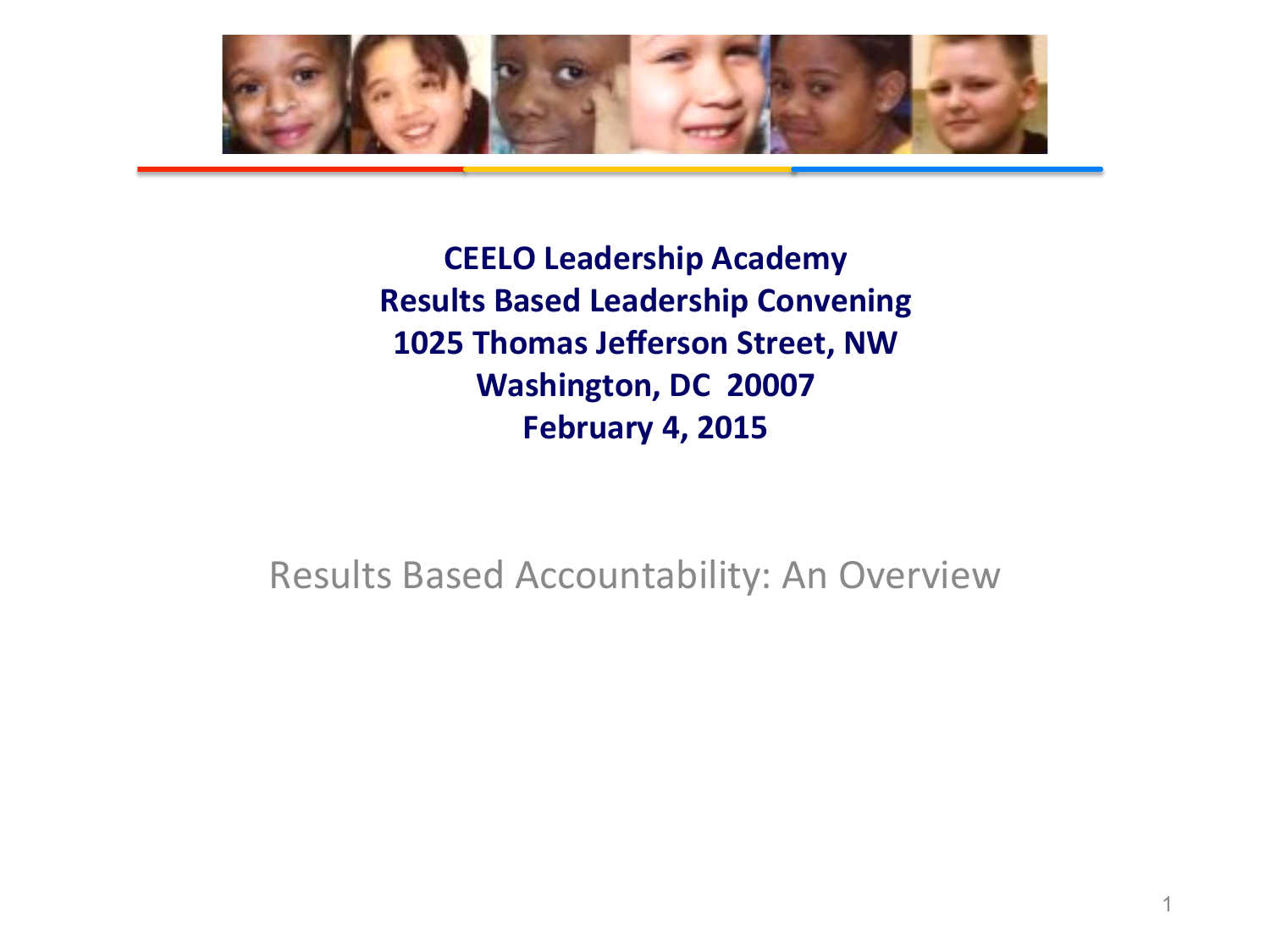**CEELO Leadership Academy**
**Results Based Leadership Convening**
**1025 Thomas Jefferson Street, NW**
**Washington, DC 20007**
**February 4, 2015**

# Results Based Accountability: An Overview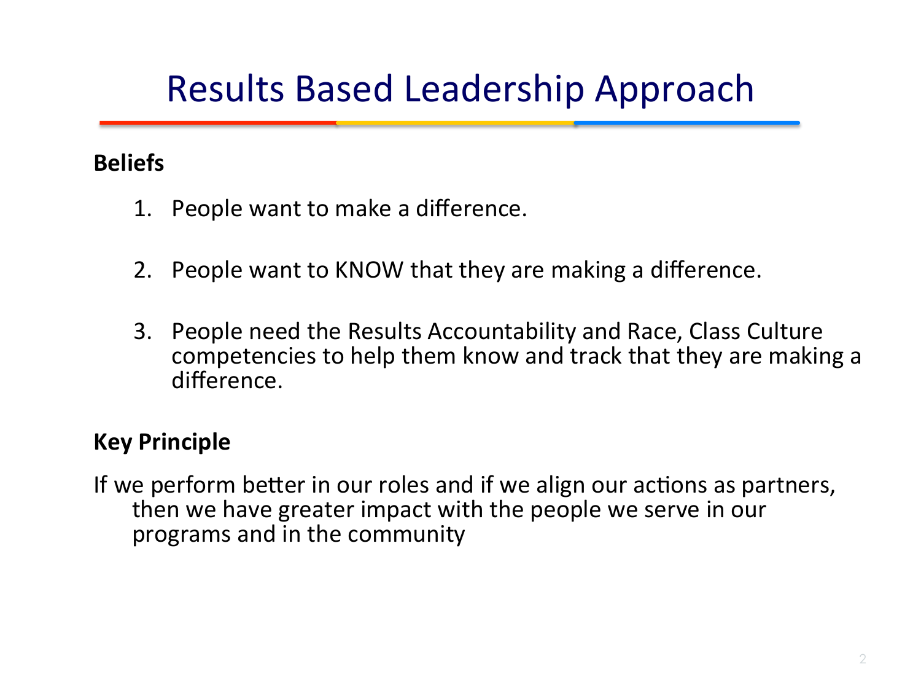# Results Based Leadership Approach

**Beliefs**

1. People want to make a difference.
2. People want to KNOW that they are making a difference.
3. People need the Results Accountability and Race, Class Culture competencies to help them know and track that they are making a difference.

**Key Principle**

If we perform better in our roles and if we align our actions as partners, then we have greater impact with the people we serve in our programs and in the community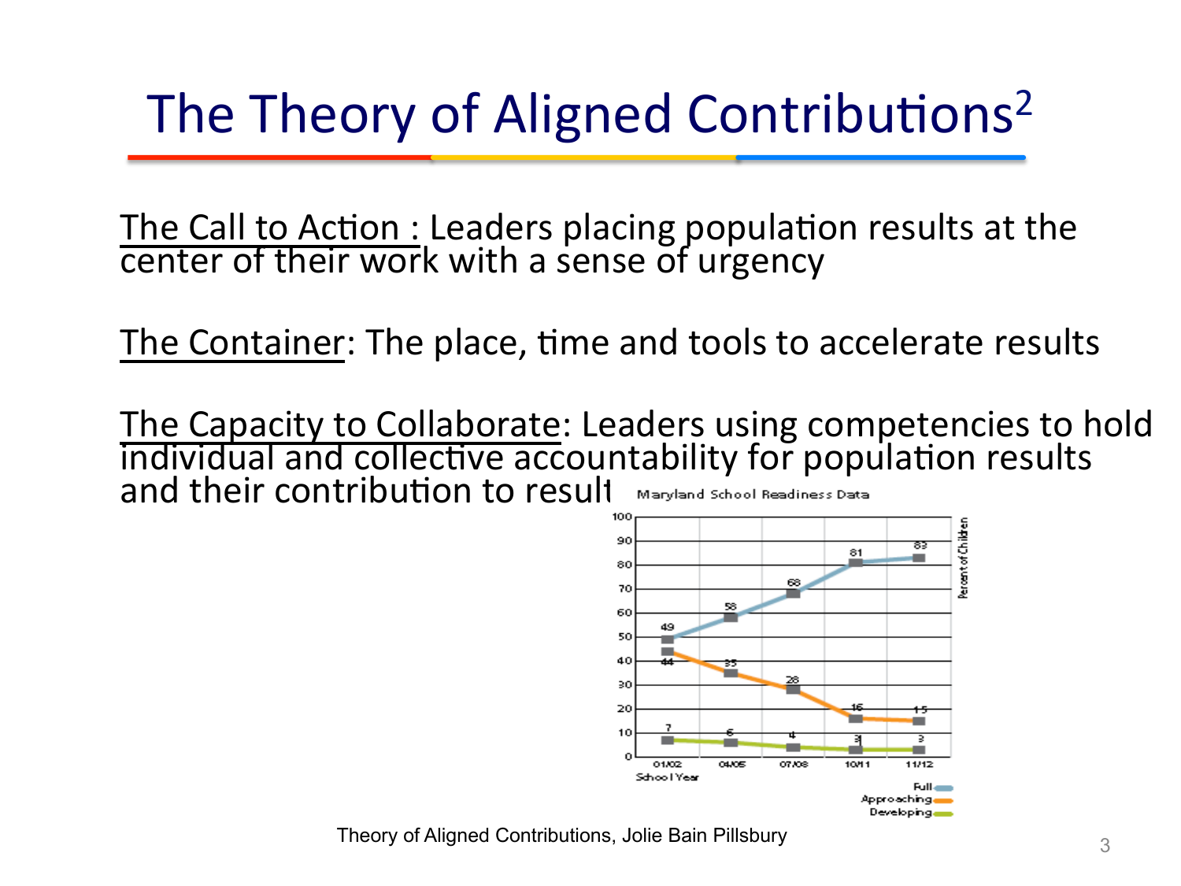# The Theory of Aligned Contributions[2]

<u>The Call to Action :</u> Leaders placing population results at the center of their work with a sense of urgency

<u>The Container</u>: The place, time and tools to accelerate results

<u>The Capacity to Collaborate</u>: Leaders using competencies to hold individual and collective accountability for population results and their contribution to results

Maryland School Readiness Data

| School Year | 01/02 | 04/05 | 07/08 | 10/11 | 11/12 |
|---|---|---|---|---|---|
| Full | 49 | 58 | 68 | 81 | 83 |
| Approaching | 44 | 35 | 28 | 16 | 15 |
| Developing | 7 | 6 | 4 | 3 | 3 |

Percent of Children

Theory of Aligned Contributions, Jolie Bain Pillsbury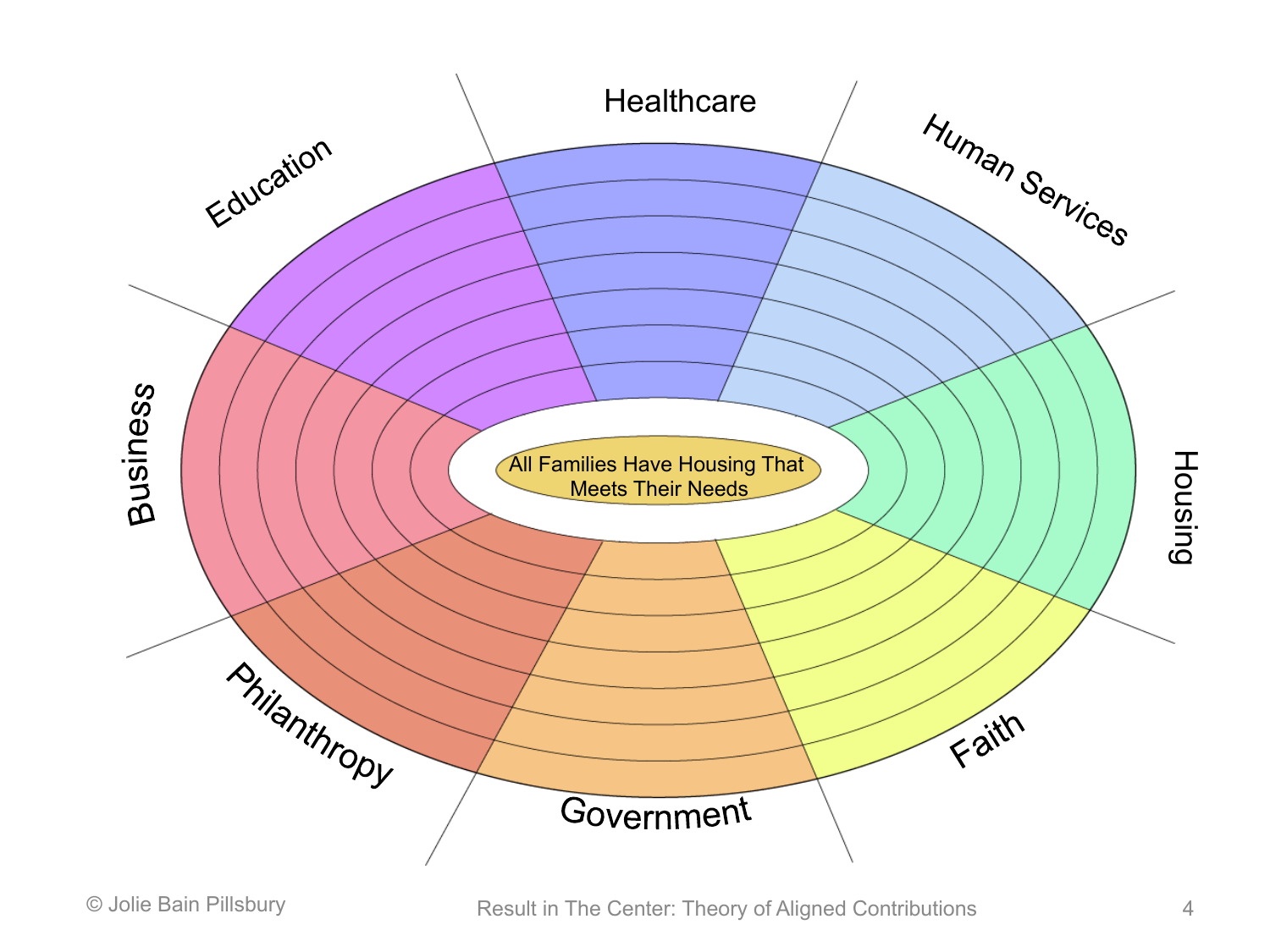All Families Have Housing That Meets Their Needs

Healthcare

Human Services

Housing

Faith

Government

Philanthropy

Business

Education

© Jolie Bain Pillsbury

Result in The Center: Theory of Aligned Contributions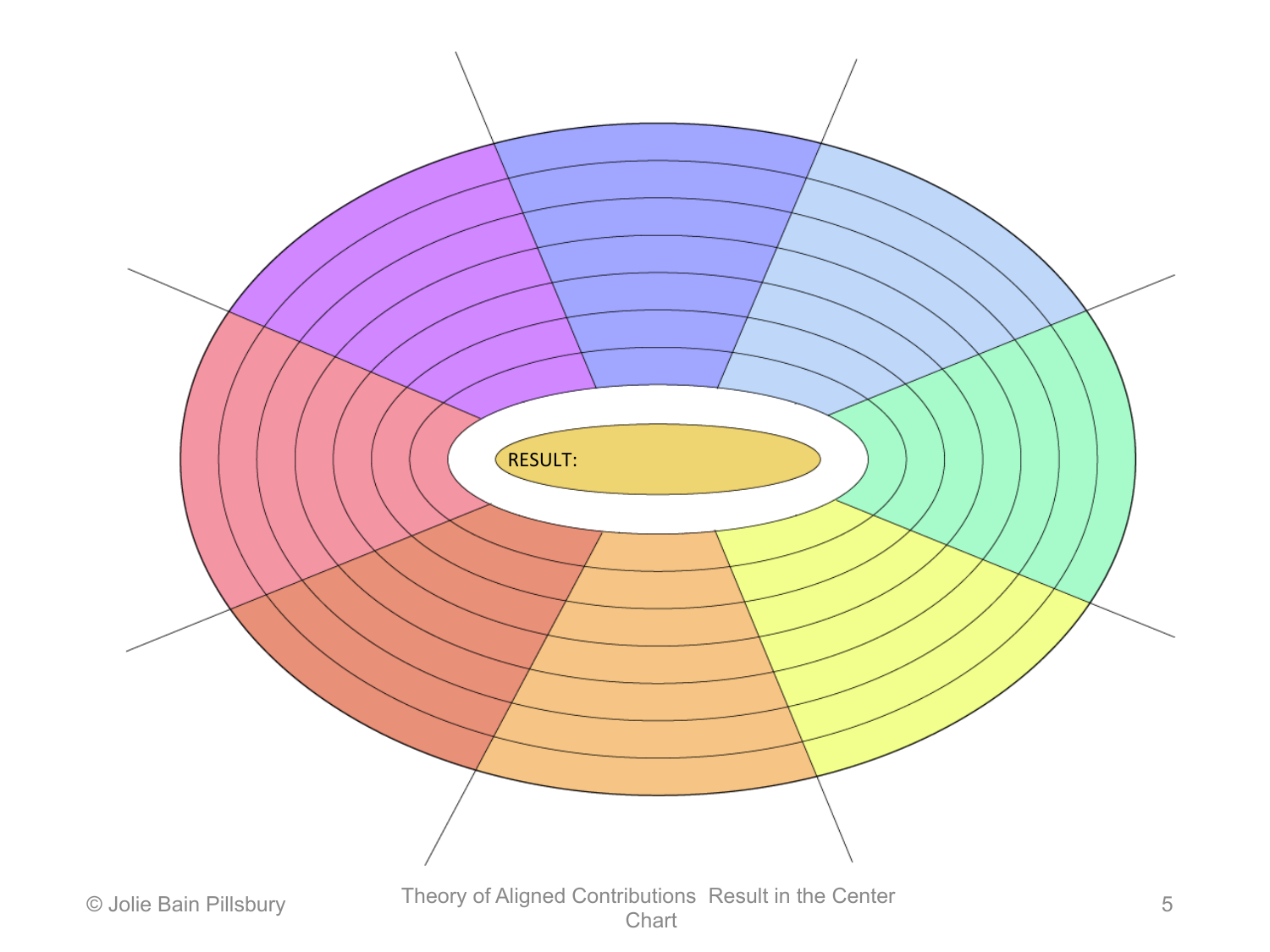RESULT:

Theory of Aligned Contributions Result in the Center Chart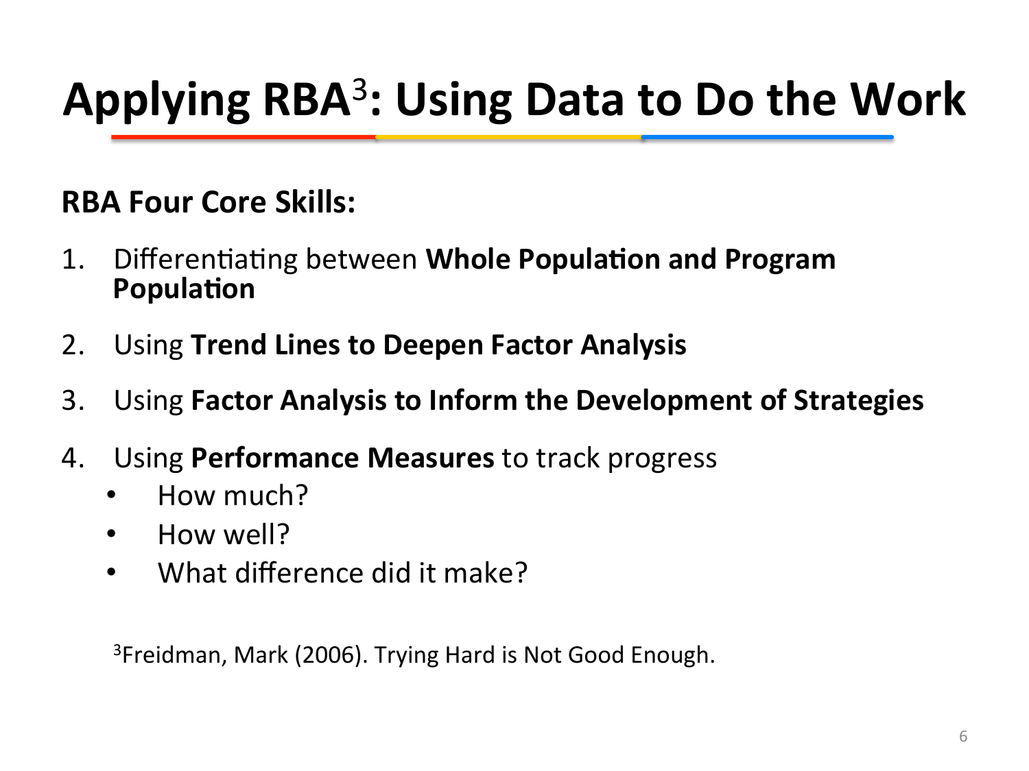# Applying RBA[3]: Using Data to Do the Work

**RBA Four Core Skills:**

1. Differentiating between **Whole Population and Program Population**
2. Using **Trend Lines to Deepen Factor Analysis**
3. Using **Factor Analysis to Inform the Development of Strategies**
4. Using **Performance Measures** to track progress
   - How much?
   - How well?
   - What difference did it make?

[3]Freidman, Mark (2006). Trying Hard is Not Good Enough.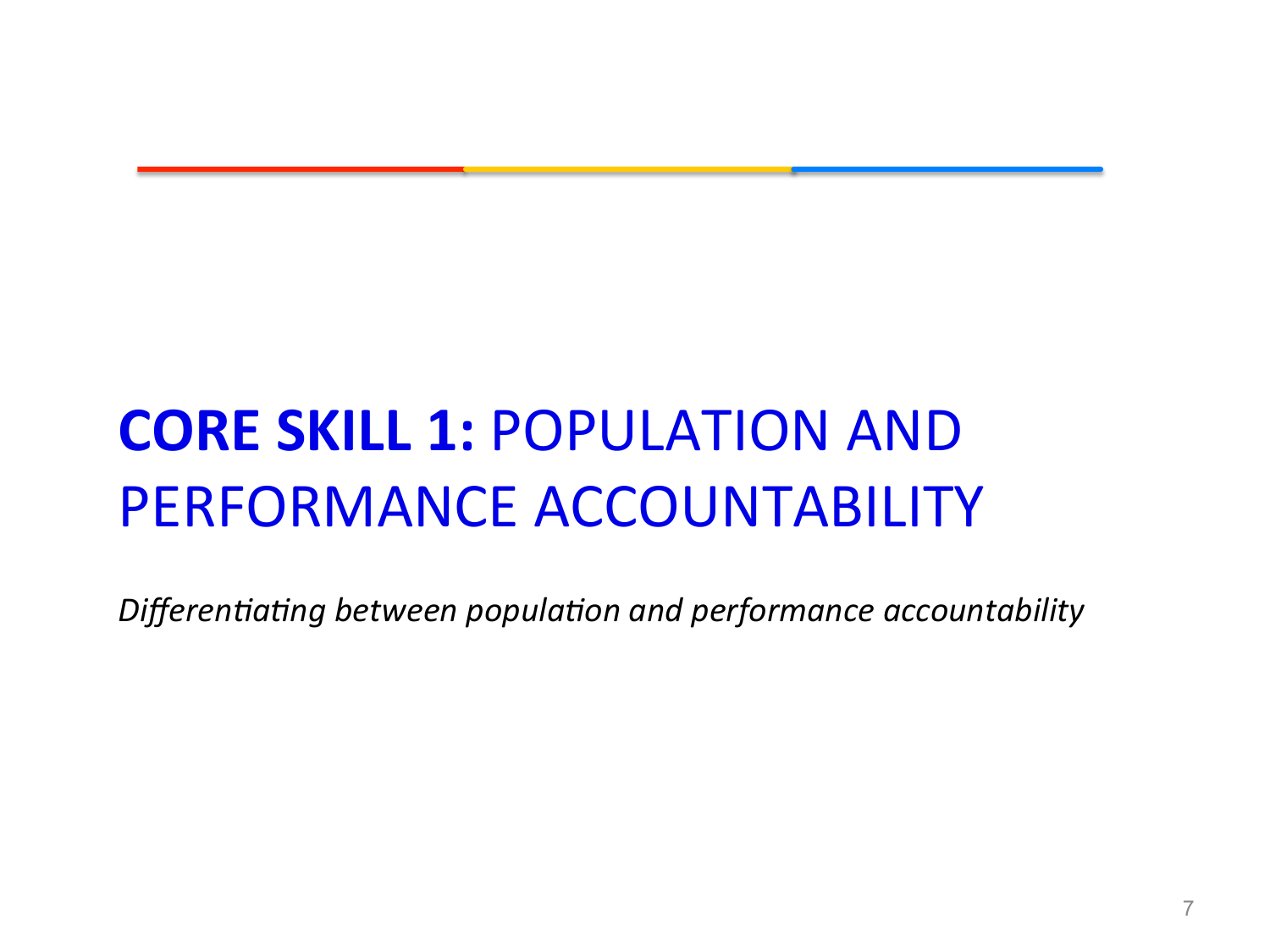# **CORE SKILL 1:** POPULATION AND PERFORMANCE ACCOUNTABILITY

*Differentiating between population and performance accountability*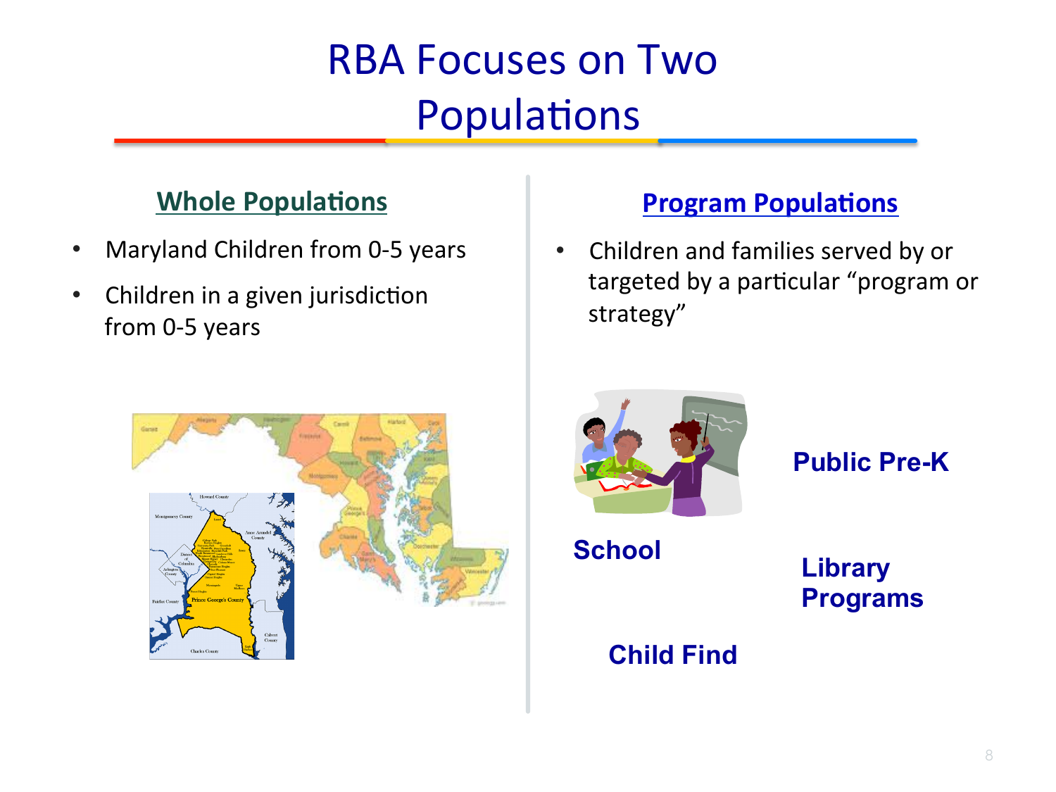# RBA Focuses on Two Populations

## Whole Populations

- Maryland Children from 0-5 years
- Children in a given jurisdiction from 0-5 years

## Program Populations

- Children and families served by or targeted by a particular "program or strategy"

**Public Pre-K**

**School**

**Library Programs**

**Child Find**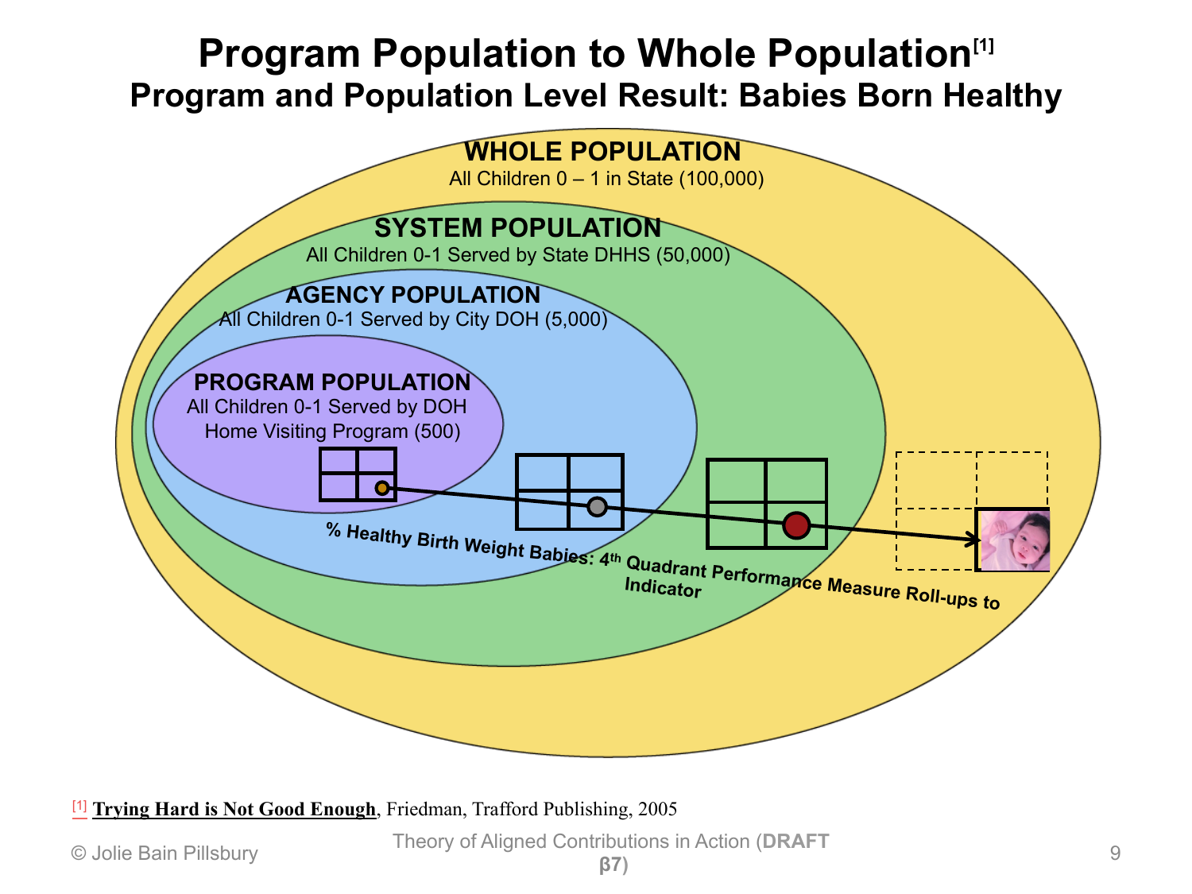# Program Population to Whole Population[1]

## Program and Population Level Result: Babies Born Healthy

**WHOLE POPULATION**
All Children 0 – 1 in State (100,000)

**SYSTEM POPULATION**
All Children 0-1 Served by State DHHS (50,000)

**AGENCY POPULATION**
All Children 0-1 Served by City DOH (5,000)

**PROGRAM POPULATION**
All Children 0-1 Served by DOH Home Visiting Program (500)

**% Healthy Birth Weight Babies: 4th Quadrant Performance Measure Roll-ups to Indicator**

[1] **Trying Hard is Not Good Enough**, Friedman, Trafford Publishing, 2005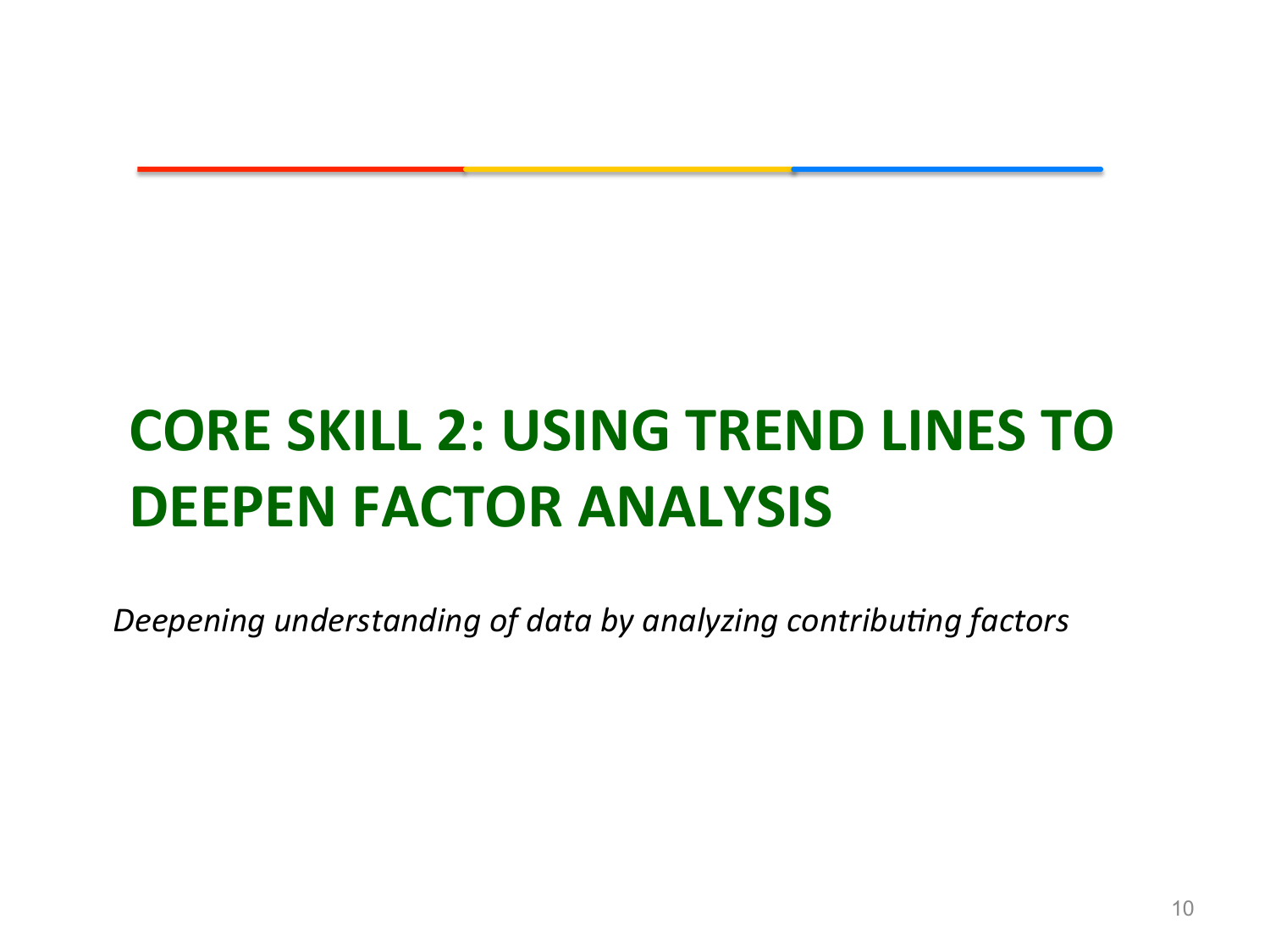# CORE SKILL 2: USING TREND LINES TO DEEPEN FACTOR ANALYSIS

*Deepening understanding of data by analyzing contributing factors*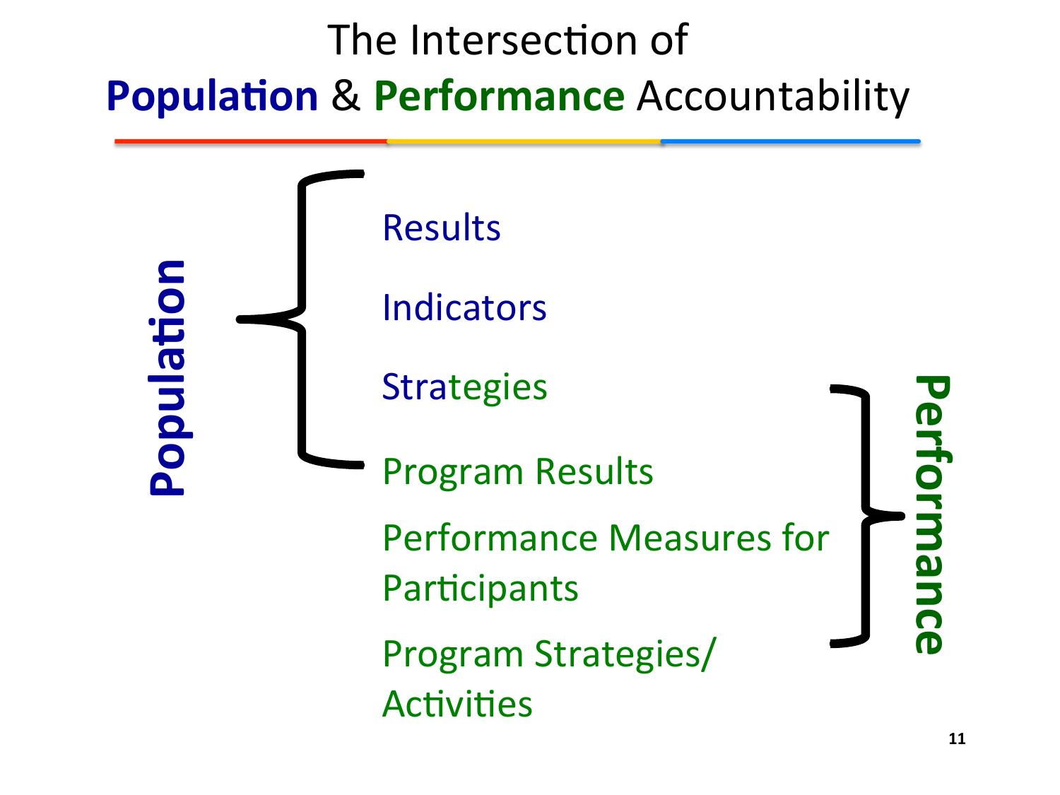# The Intersection of **Population** & **Performance** Accountability

**Population**

- Results
- Indicators
- Strategies

**Performance**

- Program Results
- Performance Measures for Participants
- Program Strategies/ Activities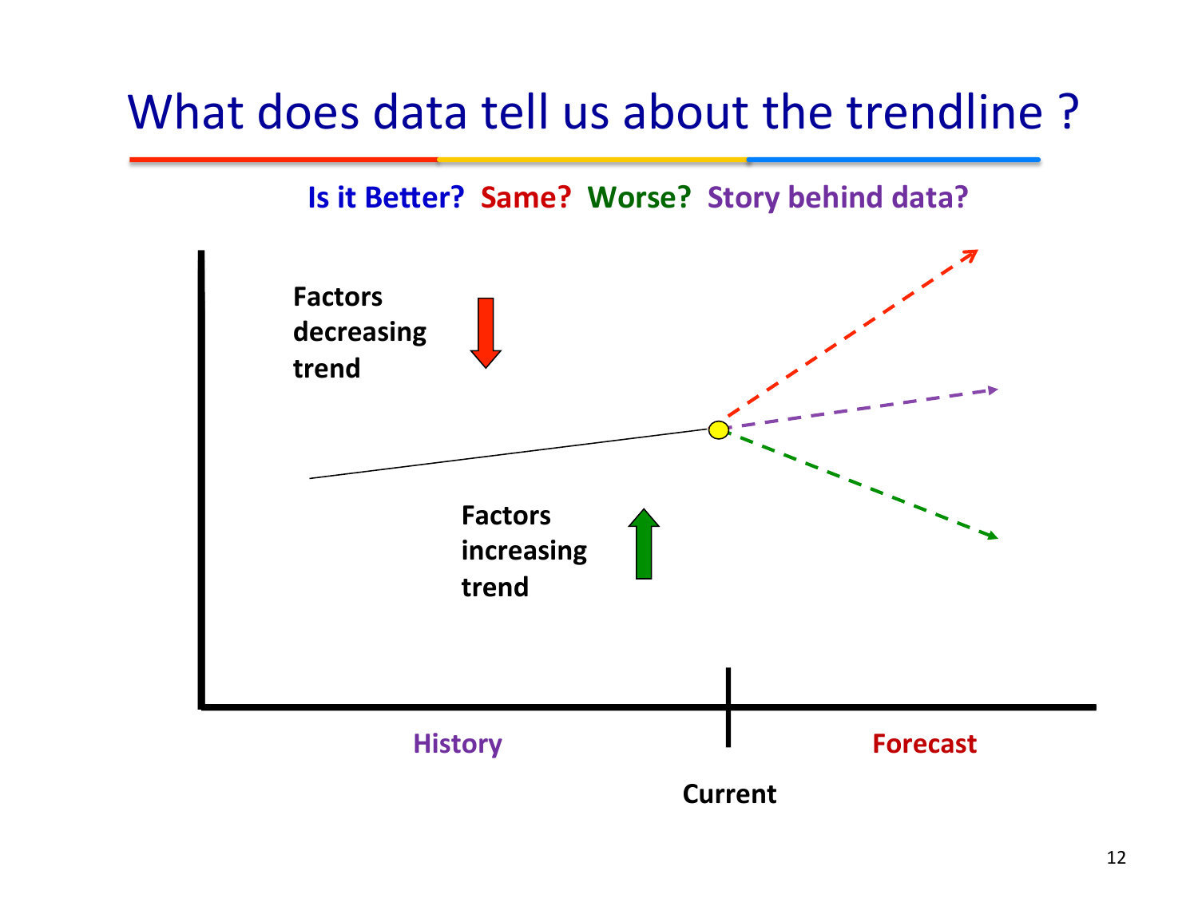# What does data tell us about the trendline ?

**Is it Better? Same? Worse? Story behind data?**

**Factors decreasing trend**

**Factors increasing trend**

**History**

**Current**

**Forecast**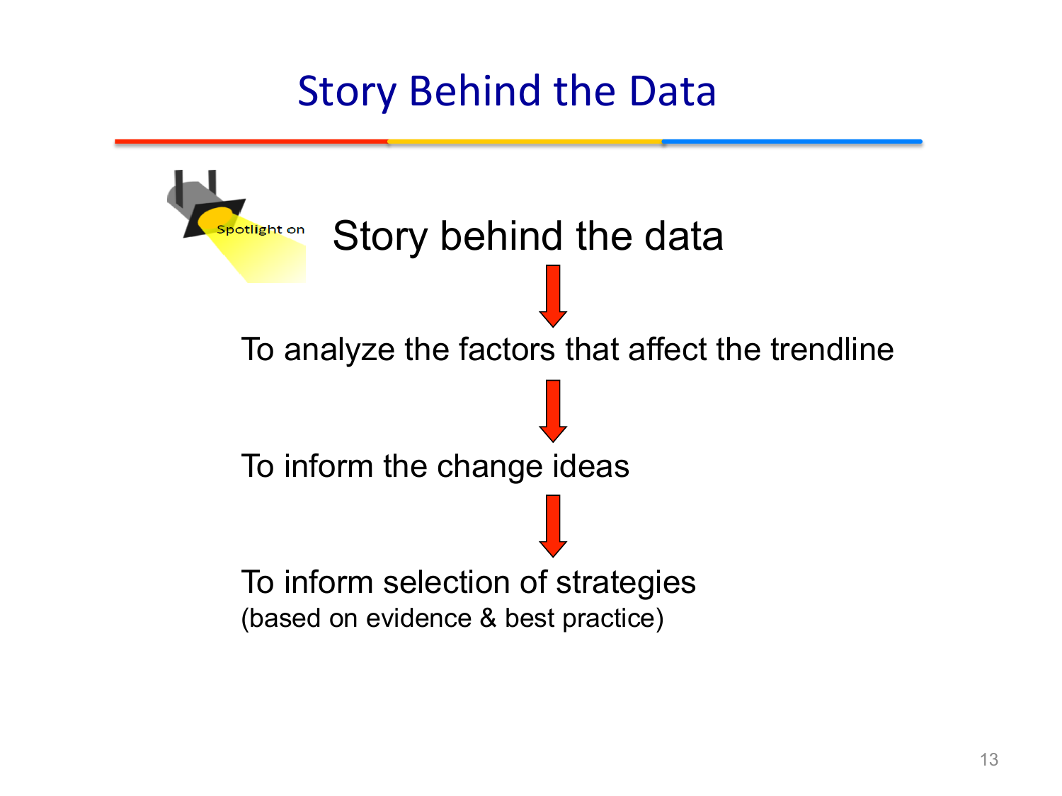# Story Behind the Data

Spotlight on

Story behind the data

↓

To analyze the factors that affect the trendline

↓

To inform the change ideas

↓

To inform selection of strategies
(based on evidence & best practice)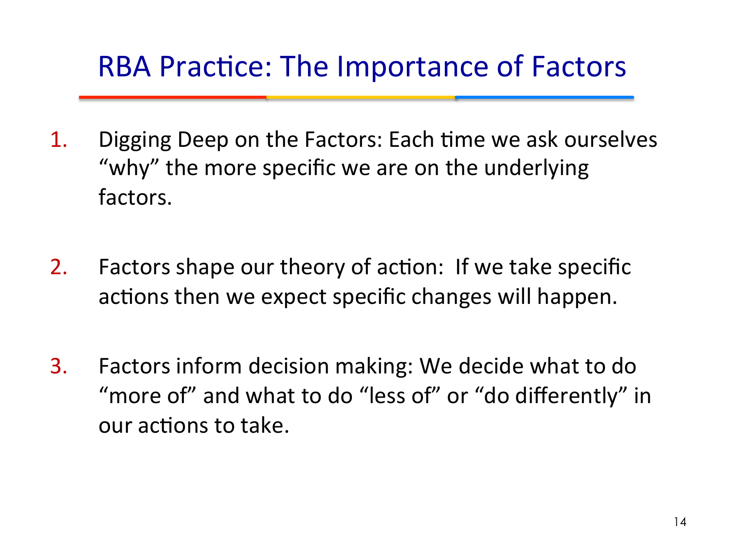# RBA Practice: The Importance of Factors

1. Digging Deep on the Factors: Each time we ask ourselves "why" the more specific we are on the underlying factors.

2. Factors shape our theory of action: If we take specific actions then we expect specific changes will happen.

3. Factors inform decision making: We decide what to do "more of" and what to do "less of" or "do differently" in our actions to take.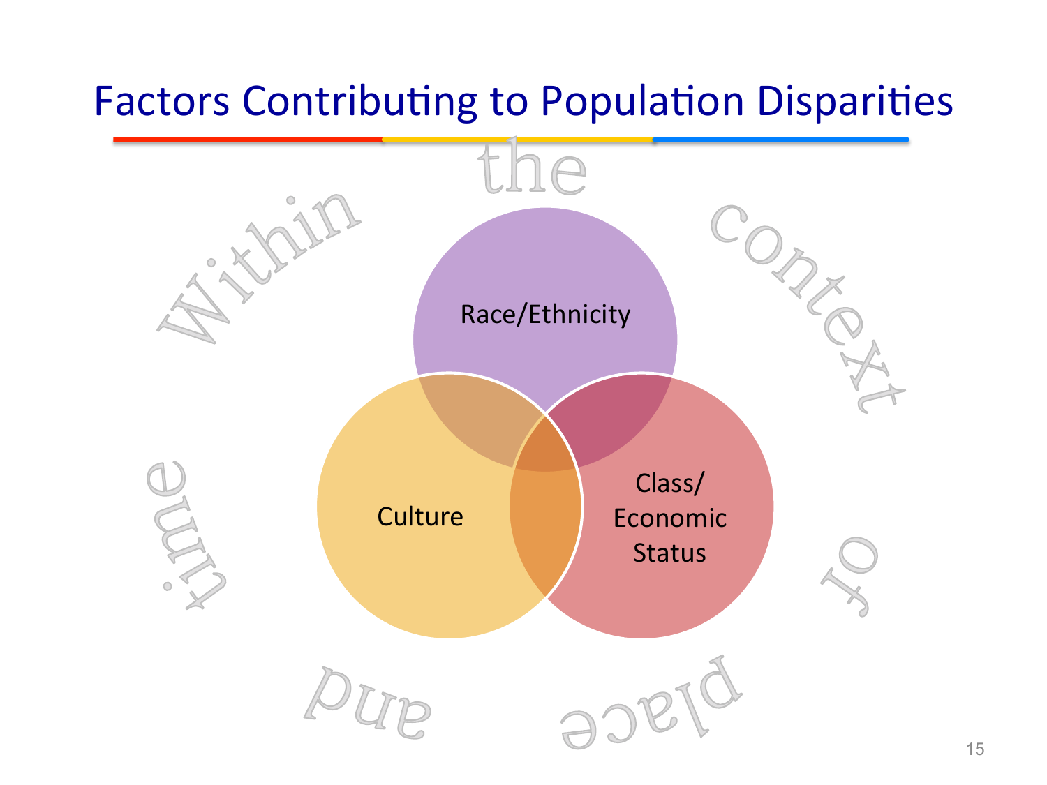# Factors Contributing to Population Disparities

Within the context of time and place

- Race/Ethnicity
- Culture
- Class/ Economic Status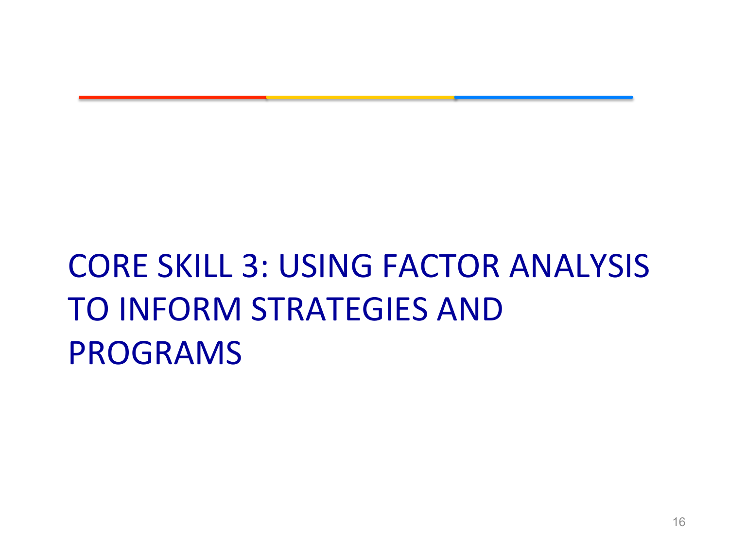# CORE SKILL 3: USING FACTOR ANALYSIS TO INFORM STRATEGIES AND PROGRAMS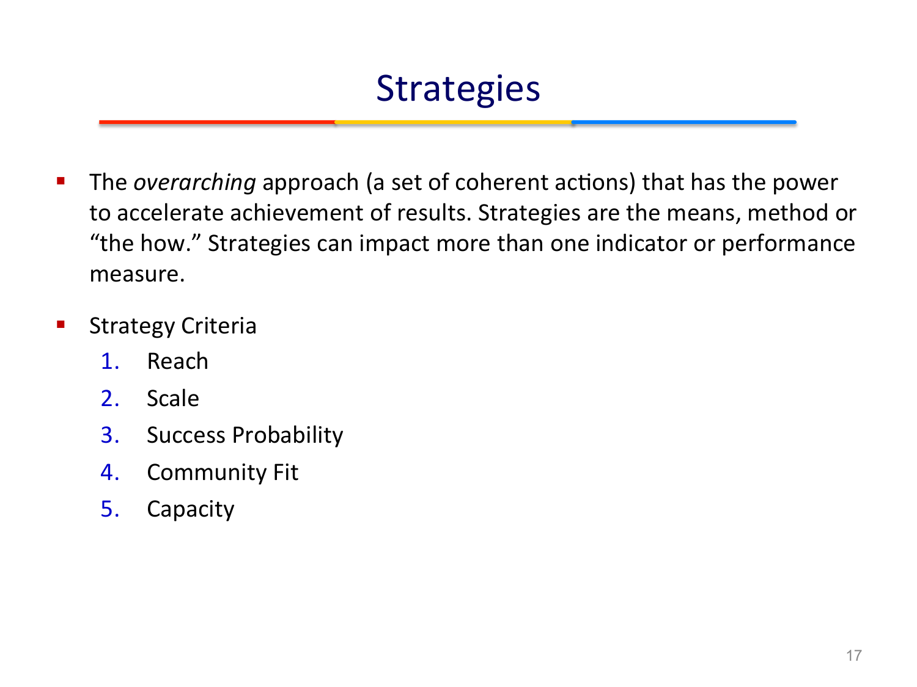# Strategies

- The *overarching* approach (a set of coherent actions) that has the power to accelerate achievement of results. Strategies are the means, method or "the how." Strategies can impact more than one indicator or performance measure.

- Strategy Criteria
  1. Reach
  2. Scale
  3. Success Probability
  4. Community Fit
  5. Capacity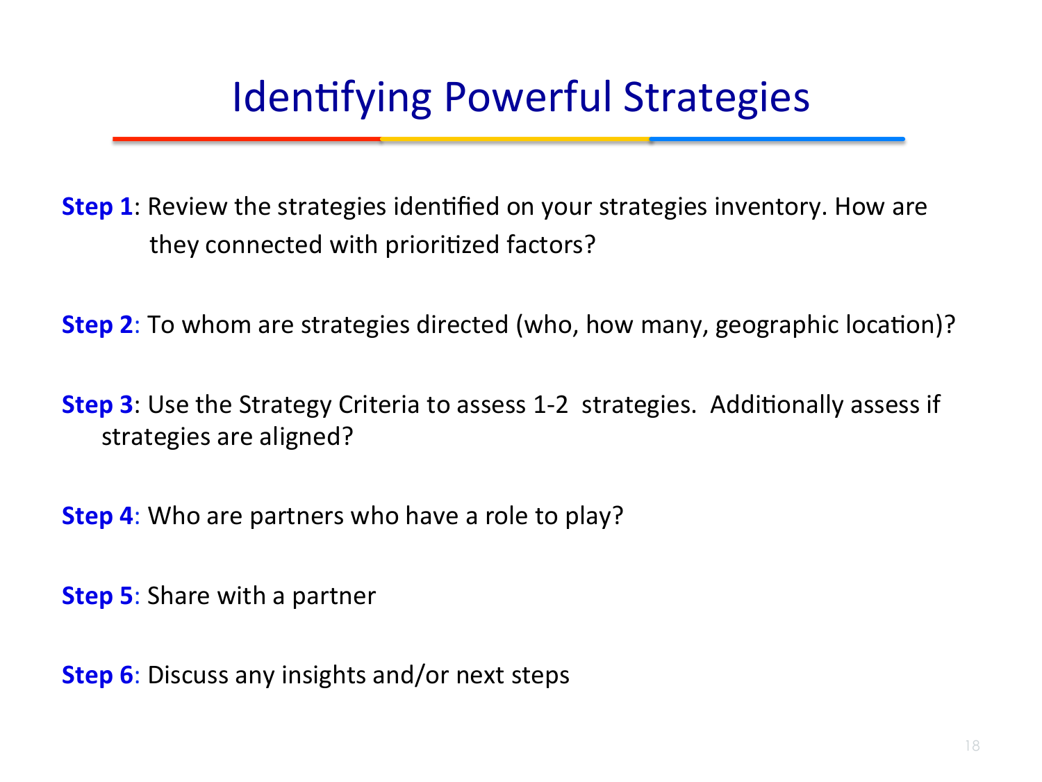# Identifying Powerful Strategies

**Step 1**: Review the strategies identified on your strategies inventory. How are they connected with prioritized factors?

**Step 2**: To whom are strategies directed (who, how many, geographic location)?

**Step 3**: Use the Strategy Criteria to assess 1-2 strategies. Additionally assess if strategies are aligned?

**Step 4**: Who are partners who have a role to play?

**Step 5**: Share with a partner

**Step 6**: Discuss any insights and/or next steps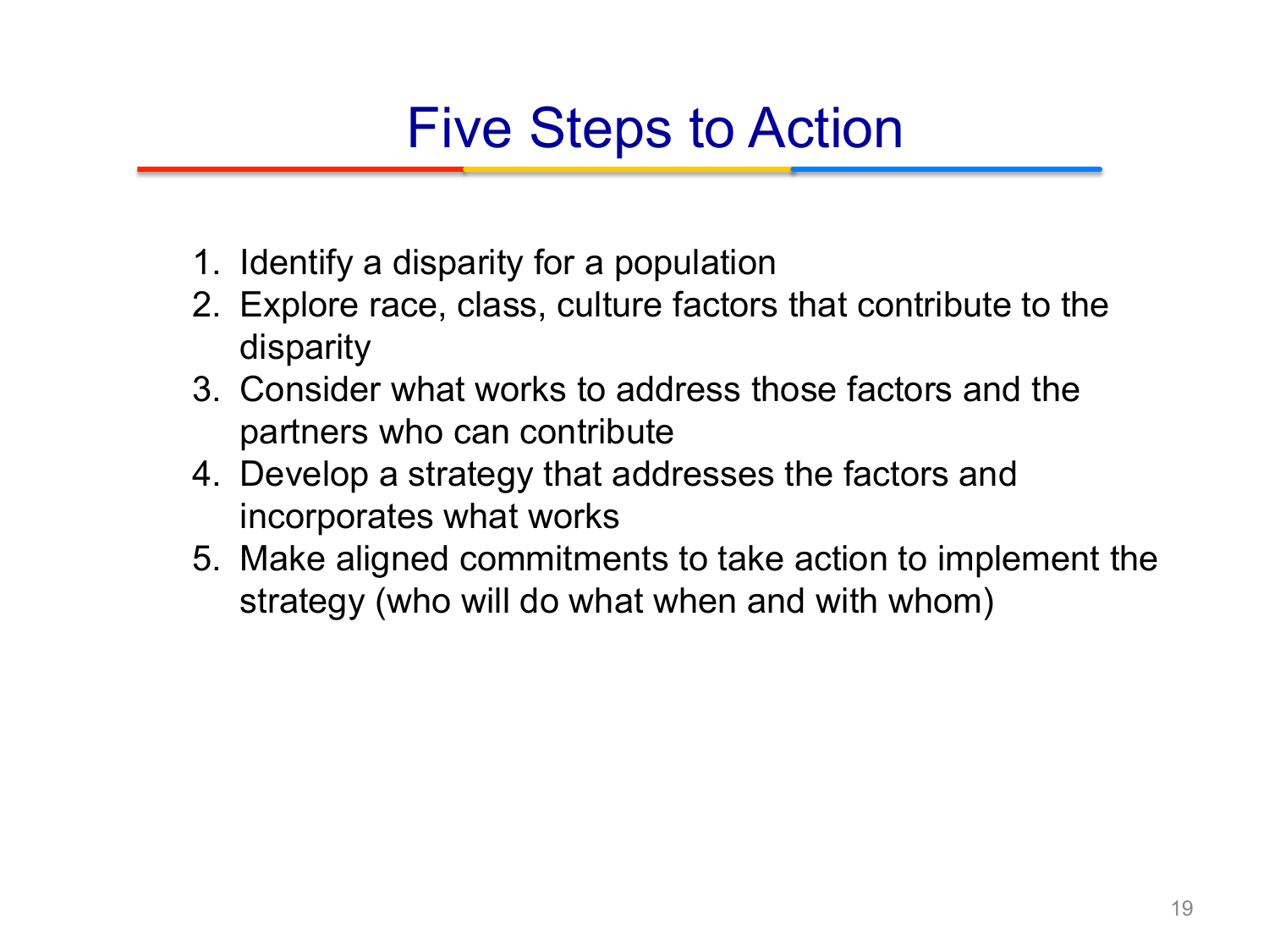# Five Steps to Action

1. Identify a disparity for a population
2. Explore race, class, culture factors that contribute to the disparity
3. Consider what works to address those factors and the partners who can contribute
4. Develop a strategy that addresses the factors and incorporates what works
5. Make aligned commitments to take action to implement the strategy (who will do what when and with whom)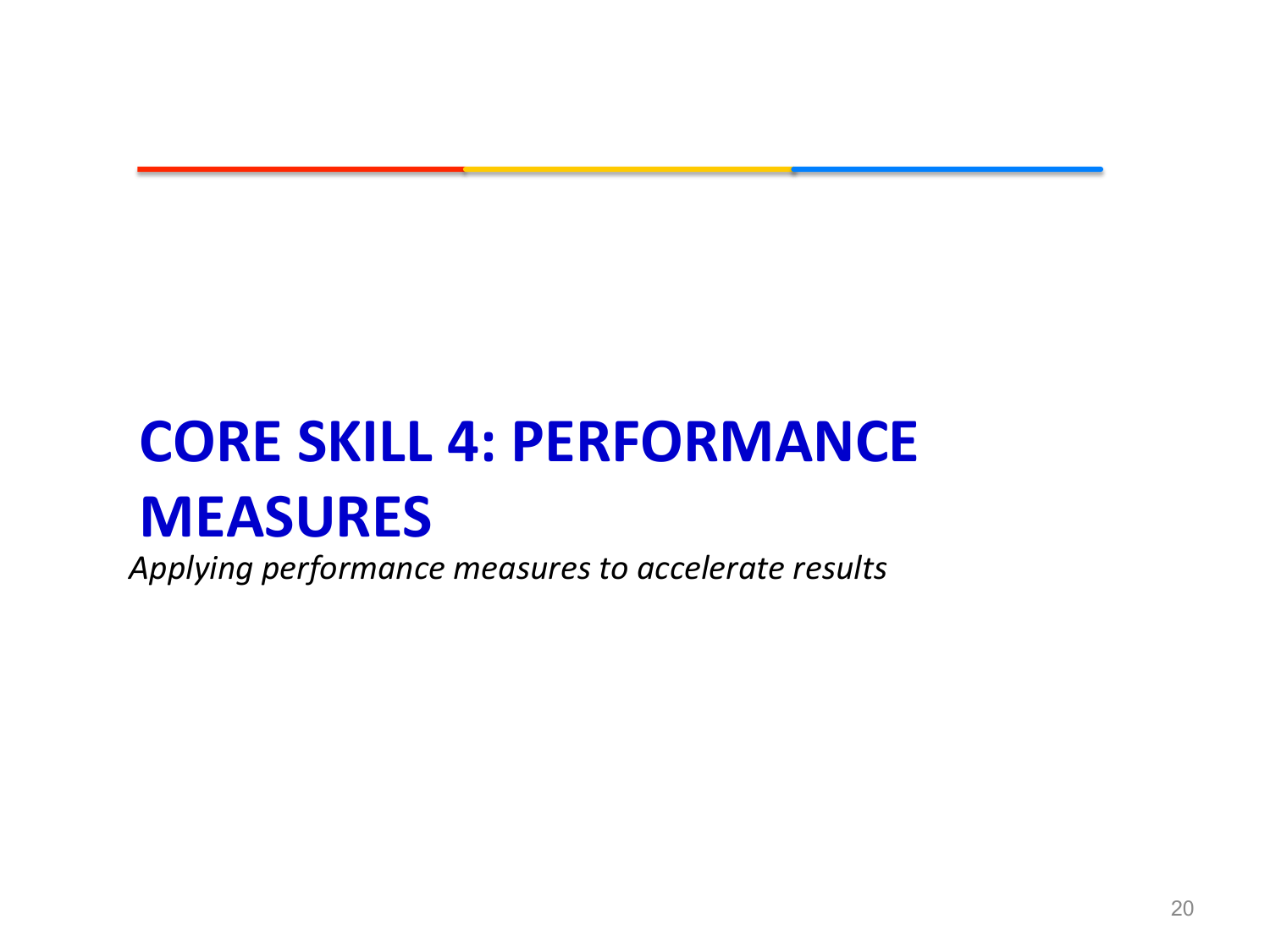# CORE SKILL 4: PERFORMANCE MEASURES

*Applying performance measures to accelerate results*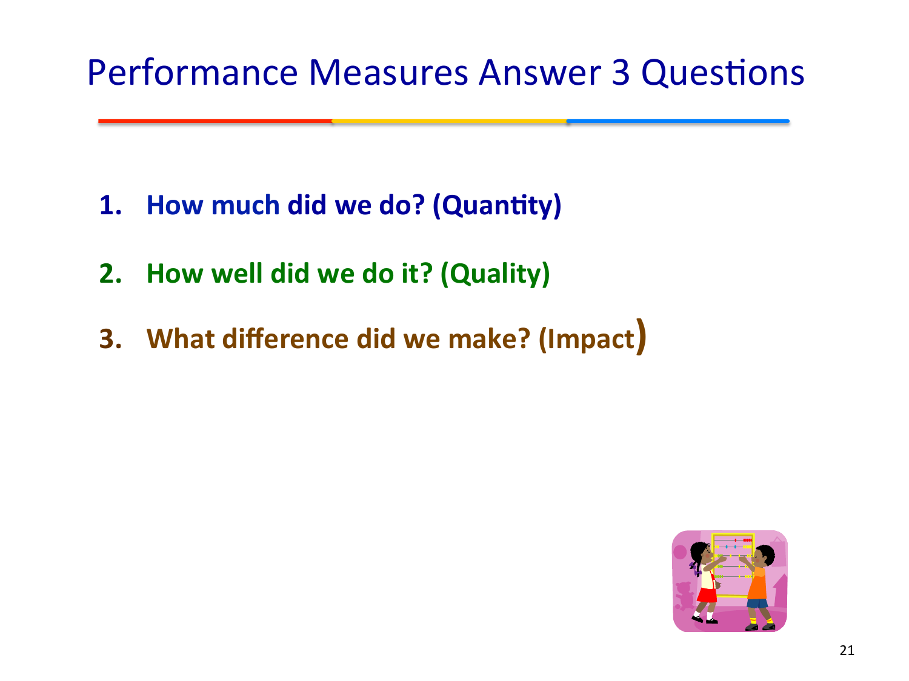# Performance Measures Answer 3 Questions

1. **How much did we do? (Quantity)**
2. **How well did we do it? (Quality)**
3. **What difference did we make? (Impact)**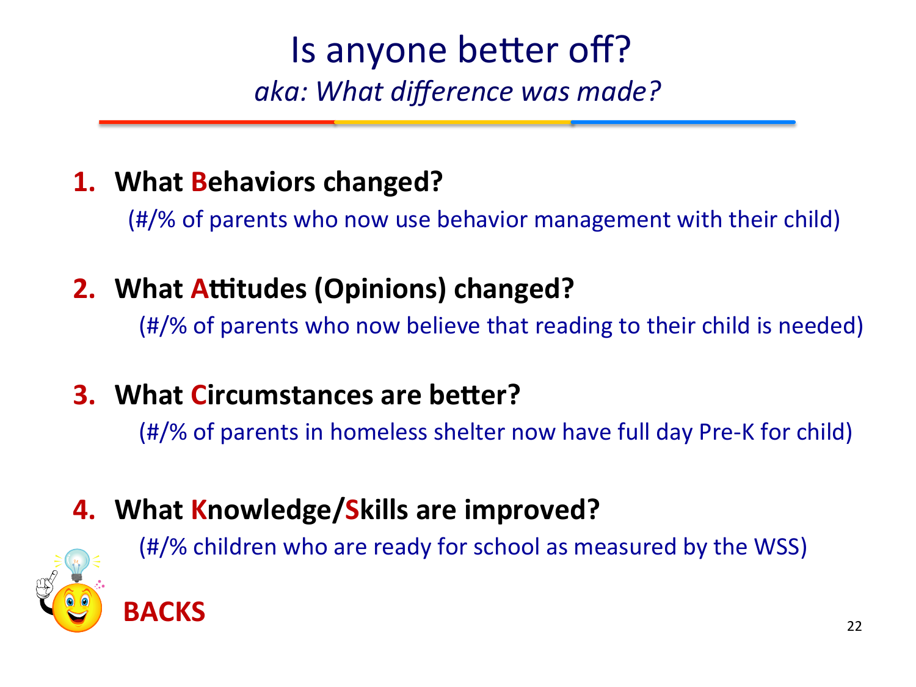# Is anyone better off?

*aka: What difference was made?*

1. **What Behaviors changed?**

   (#/% of parents who now use behavior management with their child)

2. **What Attitudes (Opinions) changed?**

   (#/% of parents who now believe that reading to their child is needed)

3. **What Circumstances are better?**

   (#/% of parents in homeless shelter now have full day Pre-K for child)

4. **What Knowledge/Skills are improved?**

   (#/% children who are ready for school as measured by the WSS)

**BACKS**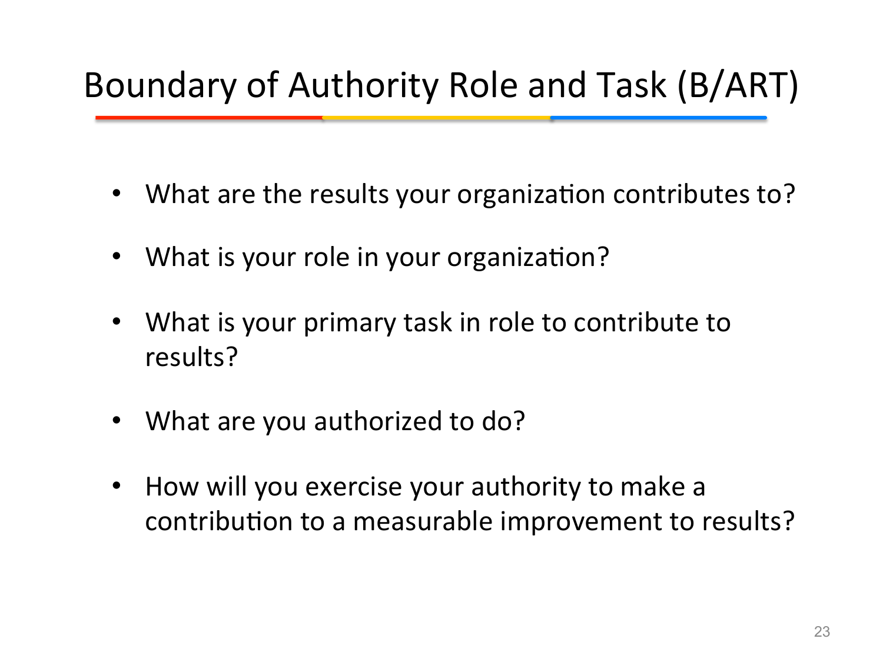# Boundary of Authority Role and Task (B/ART)

- What are the results your organization contributes to?
- What is your role in your organization?
- What is your primary task in role to contribute to results?
- What are you authorized to do?
- How will you exercise your authority to make a contribution to a measurable improvement to results?